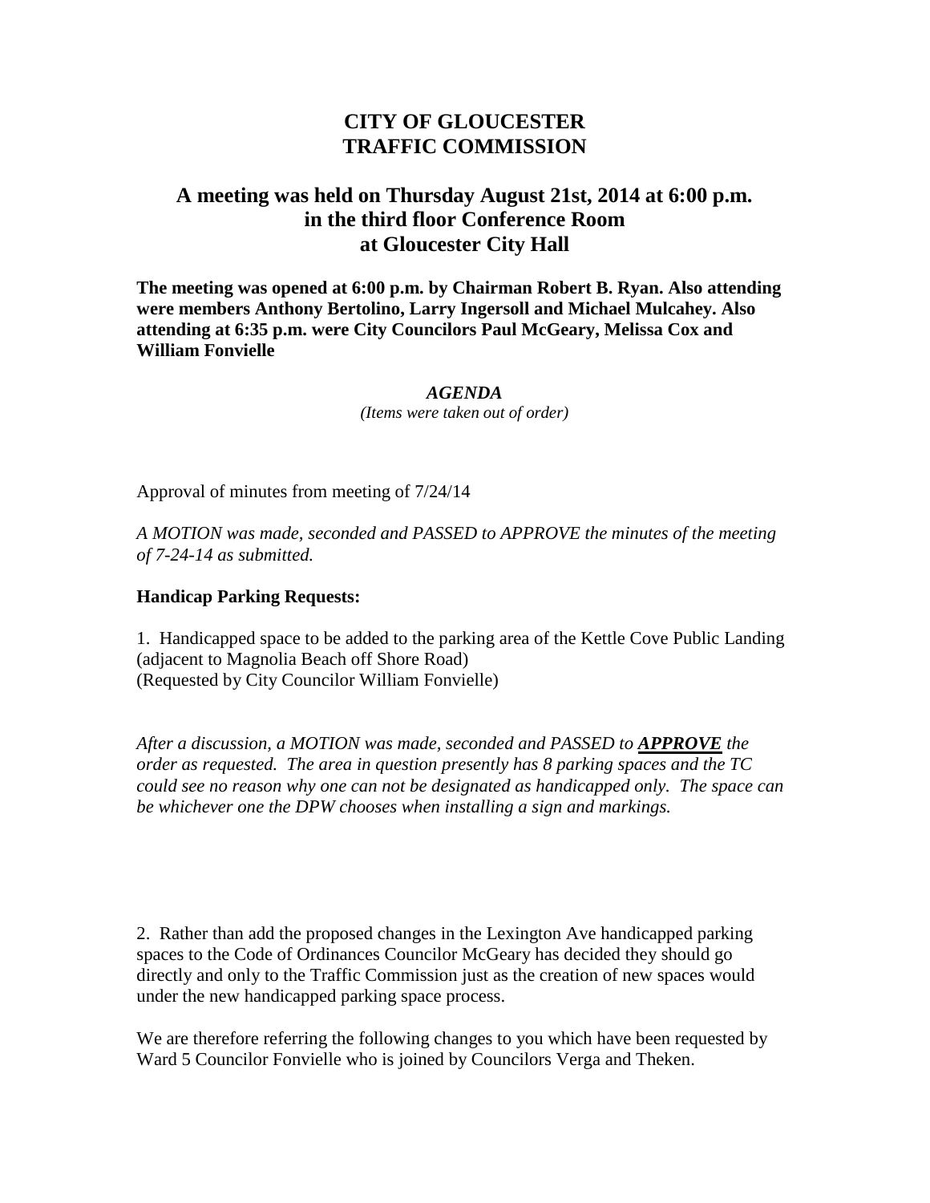# CITY OF GLOUCESTER
# TRAFFIC COMMISSION

## A meeting was held on Thursday August 21st, 2014 at 6:00 p.m. in the third floor Conference Room at Gloucester City Hall

**The meeting was opened at 6:00 p.m. by Chairman Robert B. Ryan. Also attending were members Anthony Bertolino, Larry Ingersoll and Michael Mulcahey. Also attending at 6:35 p.m. were City Councilors Paul McGeary, Melissa Cox and William Fonvielle**

***AGENDA***

*(Items were taken out of order)*

Approval of minutes from meeting of 7/24/14

*A MOTION was made, seconded and PASSED to APPROVE the minutes of the meeting of 7-24-14 as submitted.*

**Handicap Parking Requests:**

1. Handicapped space to be added to the parking area of the Kettle Cove Public Landing (adjacent to Magnolia Beach off Shore Road)
(Requested by City Councilor William Fonvielle)

*After a discussion, a MOTION was made, seconded and PASSED to **APPROVE** the order as requested. The area in question presently has 8 parking spaces and the TC could see no reason why one can not be designated as handicapped only. The space can be whichever one the DPW chooses when installing a sign and markings.*

2. Rather than add the proposed changes in the Lexington Ave handicapped parking spaces to the Code of Ordinances Councilor McGeary has decided they should go directly and only to the Traffic Commission just as the creation of new spaces would under the new handicapped parking space process.

We are therefore referring the following changes to you which have been requested by Ward 5 Councilor Fonvielle who is joined by Councilors Verga and Theken.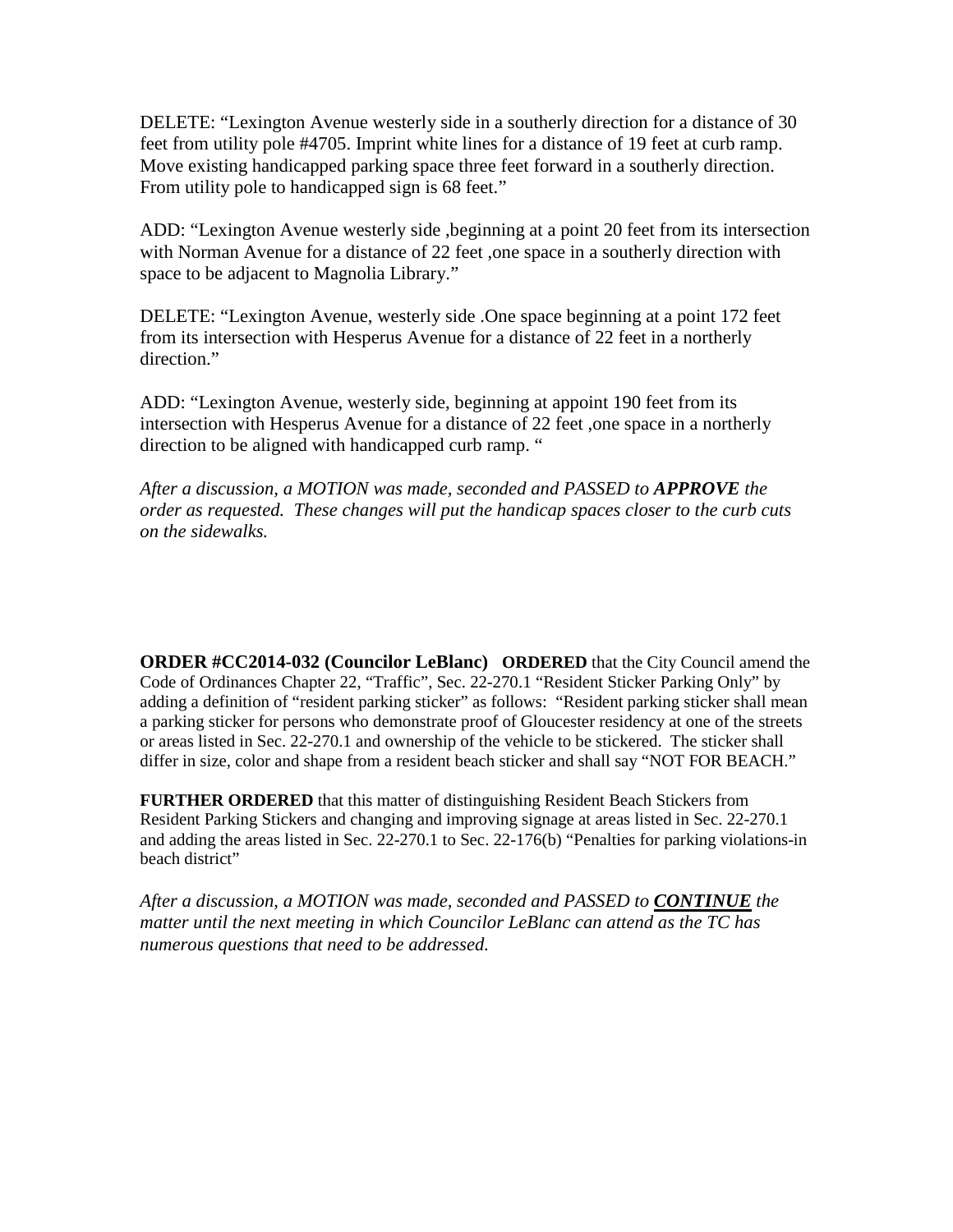DELETE: "Lexington Avenue westerly side in a southerly direction for a distance of 30 feet from utility pole #4705. Imprint white lines for a distance of 19 feet at curb ramp. Move existing handicapped parking space three feet forward in a southerly direction. From utility pole to handicapped sign is 68 feet."

ADD: "Lexington Avenue westerly side ,beginning at a point 20 feet from its intersection with Norman Avenue for a distance of 22 feet ,one space in a southerly direction with space to be adjacent to Magnolia Library."

DELETE: "Lexington Avenue, westerly side .One space beginning at a point 172 feet from its intersection with Hesperus Avenue for a distance of 22 feet in a northerly direction."

ADD: "Lexington Avenue, westerly side, beginning at appoint 190 feet from its intersection with Hesperus Avenue for a distance of 22 feet ,one space in a northerly direction to be aligned with handicapped curb ramp. "

*After a discussion, a MOTION was made, seconded and PASSED to* ***APPROVE*** *the order as requested. These changes will put the handicap spaces closer to the curb cuts on the sidewalks.*

**ORDER #CC2014-032 (Councilor LeBlanc)** **ORDERED** that the City Council amend the Code of Ordinances Chapter 22, "Traffic", Sec. 22-270.1 "Resident Sticker Parking Only" by adding a definition of "resident parking sticker" as follows: "Resident parking sticker shall mean a parking sticker for persons who demonstrate proof of Gloucester residency at one of the streets or areas listed in Sec. 22-270.1 and ownership of the vehicle to be stickered. The sticker shall differ in size, color and shape from a resident beach sticker and shall say "NOT FOR BEACH."

**FURTHER ORDERED** that this matter of distinguishing Resident Beach Stickers from Resident Parking Stickers and changing and improving signage at areas listed in Sec. 22-270.1 and adding the areas listed in Sec. 22-270.1 to Sec. 22-176(b) "Penalties for parking violations-in beach district"

*After a discussion, a MOTION was made, seconded and PASSED to* ***CONTINUE*** *the matter until the next meeting in which Councilor LeBlanc can attend as the TC has numerous questions that need to be addressed.*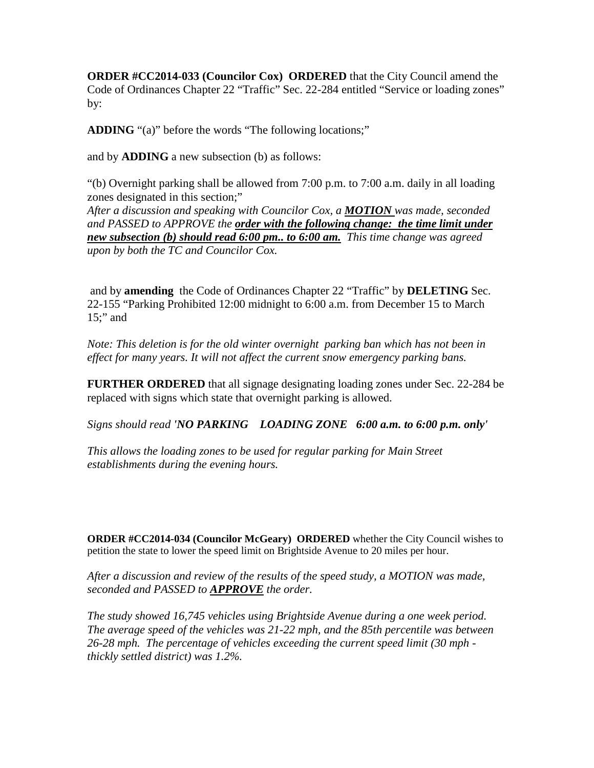**ORDER #CC2014-033 (Councilor Cox) ORDERED** that the City Council amend the Code of Ordinances Chapter 22 "Traffic" Sec. 22-284 entitled "Service or loading zones" by:

**ADDING** "(a)" before the words "The following locations;"

and by **ADDING** a new subsection (b) as follows:

"(b) Overnight parking shall be allowed from 7:00 p.m. to 7:00 a.m. daily in all loading zones designated in this section;"
*After a discussion and speaking with Councilor Cox, a **MOTION** was made, seconded and PASSED to APPROVE the **order with the following change: the time limit under new subsection (b) should read 6:00 pm.. to 6:00 am.** This time change was agreed upon by both the TC and Councilor Cox.*

and by **amending** the Code of Ordinances Chapter 22 "Traffic" by **DELETING** Sec. 22-155 "Parking Prohibited 12:00 midnight to 6:00 a.m. from December 15 to March 15;" and

*Note: This deletion is for the old winter overnight parking ban which has not been in effect for many years. It will not affect the current snow emergency parking bans.*

**FURTHER ORDERED** that all signage designating loading zones under Sec. 22-284 be replaced with signs which state that overnight parking is allowed.

*Signs should read '**NO PARKING LOADING ZONE 6:00 a.m. to 6:00 p.m. only**'*

*This allows the loading zones to be used for regular parking for Main Street establishments during the evening hours.*

**ORDER #CC2014-034 (Councilor McGeary) ORDERED** whether the City Council wishes to petition the state to lower the speed limit on Brightside Avenue to 20 miles per hour.

*After a discussion and review of the results of the speed study, a MOTION was made, seconded and PASSED to **APPROVE** the order.*

*The study showed 16,745 vehicles using Brightside Avenue during a one week period. The average speed of the vehicles was 21-22 mph, and the 85th percentile was between 26-28 mph. The percentage of vehicles exceeding the current speed limit (30 mph - thickly settled district) was 1.2%.*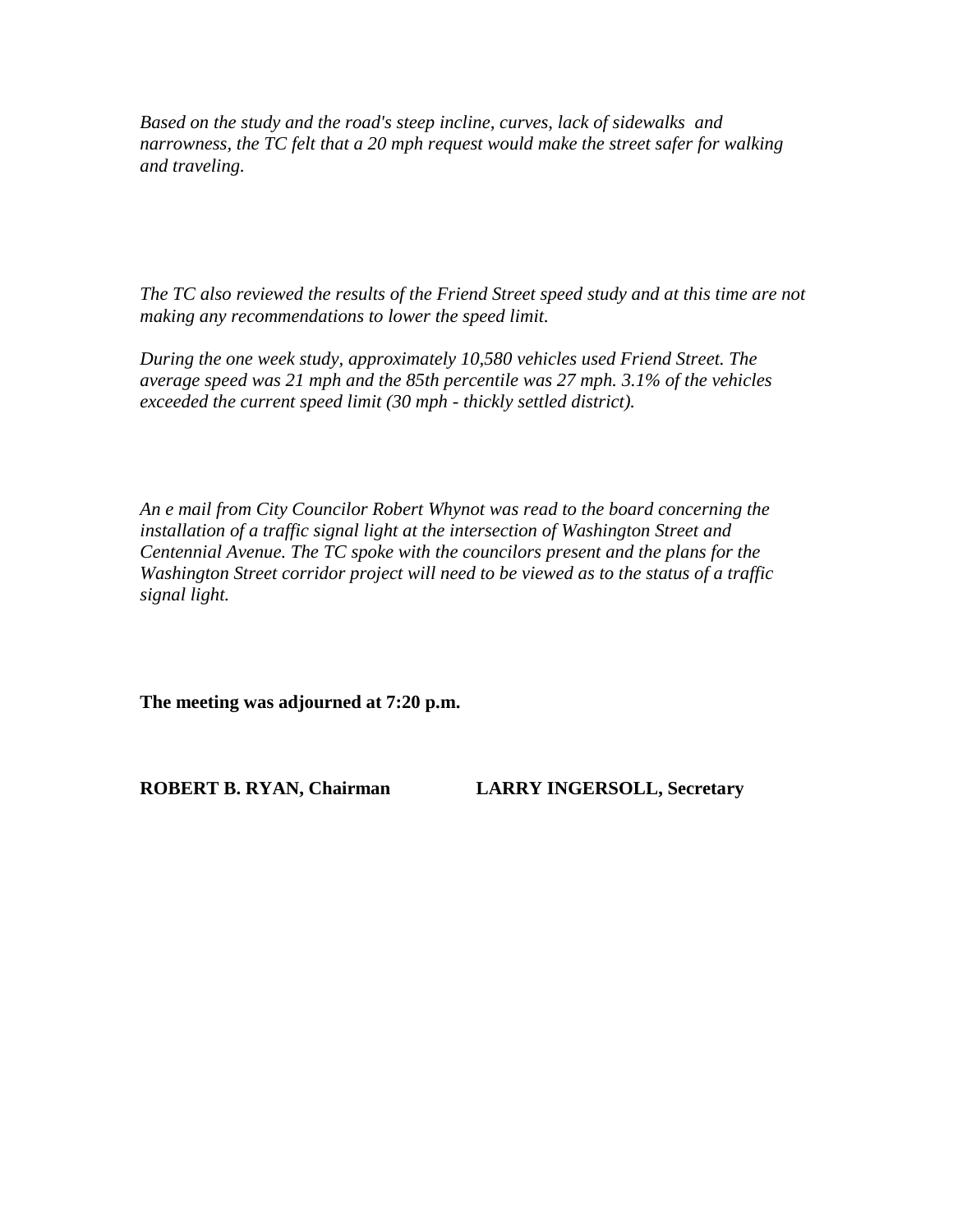*Based on the study and the road's steep incline, curves, lack of sidewalks and narrowness, the TC felt that a 20 mph request would make the street safer for walking and traveling.*

*The TC also reviewed the results of the Friend Street speed study and at this time are not making any recommendations to lower the speed limit.*

*During the one week study, approximately 10,580 vehicles used Friend Street. The average speed was 21 mph and the 85th percentile was 27 mph. 3.1% of the vehicles exceeded the current speed limit (30 mph - thickly settled district).*

*An e mail from City Councilor Robert Whynot was read to the board concerning the installation of a traffic signal light at the intersection of Washington Street and Centennial Avenue. The TC spoke with the councilors present and the plans for the Washington Street corridor project will need to be viewed as to the status of a traffic signal light.*

**The meeting was adjourned at 7:20 p.m.**

**ROBERT B. RYAN, Chairman** **LARRY INGERSOLL, Secretary**